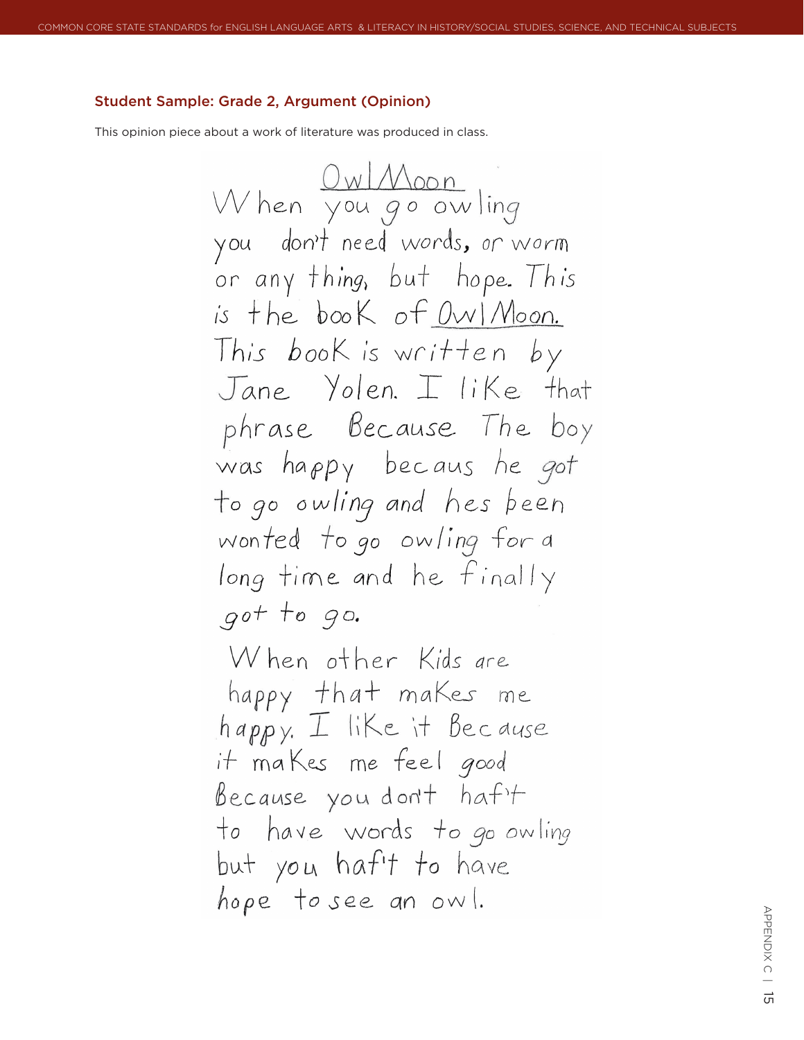### Student Sample: Grade 2, Argument (Opinion)

This opinion piece about a work of literature was produced in class.

Owl Moon

When you go owling you don't need words, or worm or any thing, but hope. This is the book of Owl Moon. This book is written by Jane Yolen. I like that phrase Because The boy was happy becaus he got to go owling and hes been wonted to go owling for a long time and he finally got to go.

When other Kids are happy that makes me happy. I like it Because it makes me feel good Because you don't haf't to have words to go owling but you haf't to have hope to see an owl.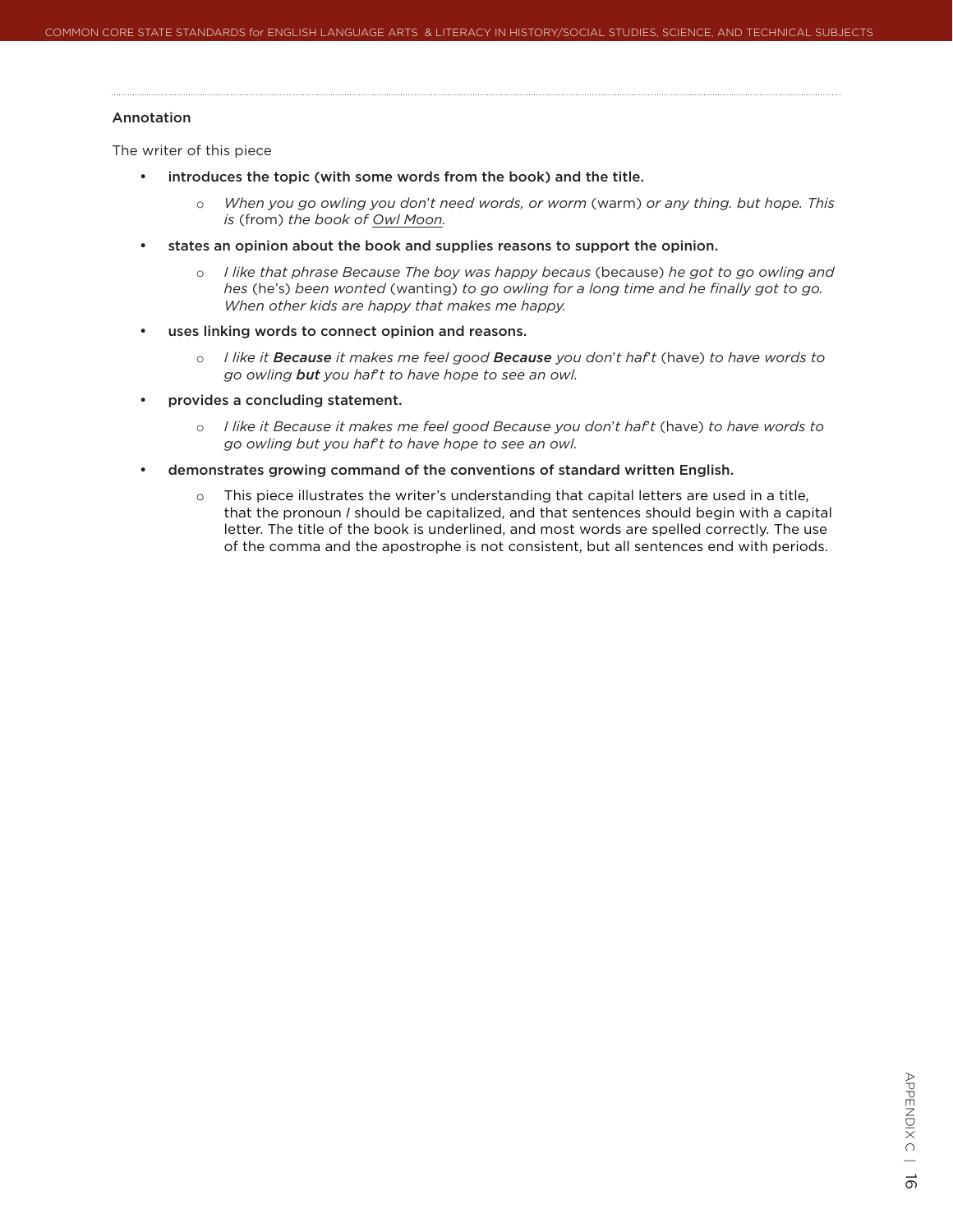**Annotation**

The writer of this piece

- **introduces the topic (with some words from the book) and the title.**
  - *When you go owling you don't need words, or worm* (warm) *or any thing. but hope. This is* (from) *the book of* <u>*Owl Moon*</u>*.*
- **states an opinion about the book and supplies reasons to support the opinion.**
  - *I like that phrase Because The boy was happy becaus* (because) *he got to go owling and hes* (he's) *been wonted* (wanting) *to go owling for a long time and he finally got to go. When other kids are happy that makes me happy.*
- **uses linking words to connect opinion and reasons.**
  - *I like it* ***Because*** *it makes me feel good* ***Because*** *you don't haf't* (have) *to have words to go owling* ***but*** *you haf't to have hope to see an owl.*
- **provides a concluding statement.**
  - *I like it Because it makes me feel good Because you don't haf't* (have) *to have words to go owling but you haf't to have hope to see an owl.*
- **demonstrates growing command of the conventions of standard written English.**
  - This piece illustrates the writer's understanding that capital letters are used in a title, that the pronoun *I* should be capitalized, and that sentences should begin with a capital letter. The title of the book is underlined, and most words are spelled correctly. The use of the comma and the apostrophe is not consistent, but all sentences end with periods.